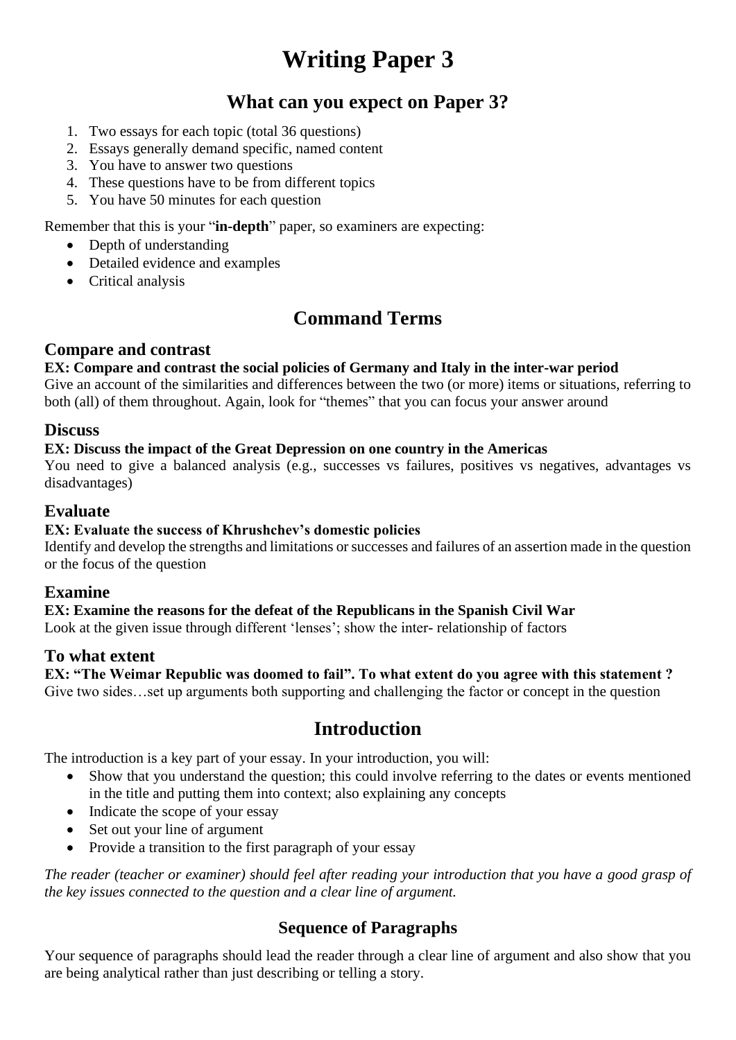# Writing Paper 3

## What can you expect on Paper 3?

1. Two essays for each topic (total 36 questions)
2. Essays generally demand specific, named content
3. You have to answer two questions
4. These questions have to be from different topics
5. You have 50 minutes for each question

Remember that this is your "**in-depth**" paper, so examiners are expecting:

- Depth of understanding
- Detailed evidence and examples
- Critical analysis

## Command Terms

### Compare and contrast

**EX: Compare and contrast the social policies of Germany and Italy in the inter-war period**

Give an account of the similarities and differences between the two (or more) items or situations, referring to both (all) of them throughout. Again, look for "themes" that you can focus your answer around

### Discuss

**EX: Discuss the impact of the Great Depression on one country in the Americas**

You need to give a balanced analysis (e.g., successes vs failures, positives vs negatives, advantages vs disadvantages)

### Evaluate

**EX: Evaluate the success of Khrushchev's domestic policies**

Identify and develop the strengths and limitations or successes and failures of an assertion made in the question or the focus of the question

### Examine

**EX: Examine the reasons for the defeat of the Republicans in the Spanish Civil War**

Look at the given issue through different 'lenses'; show the inter- relationship of factors

### To what extent

**EX: "The Weimar Republic was doomed to fail". To what extent do you agree with this statement ?**

Give two sides…set up arguments both supporting and challenging the factor or concept in the question

## Introduction

The introduction is a key part of your essay. In your introduction, you will:

- Show that you understand the question; this could involve referring to the dates or events mentioned in the title and putting them into context; also explaining any concepts
- Indicate the scope of your essay
- Set out your line of argument
- Provide a transition to the first paragraph of your essay

*The reader (teacher or examiner) should feel after reading your introduction that you have a good grasp of the key issues connected to the question and a clear line of argument.*

### Sequence of Paragraphs

Your sequence of paragraphs should lead the reader through a clear line of argument and also show that you are being analytical rather than just describing or telling a story.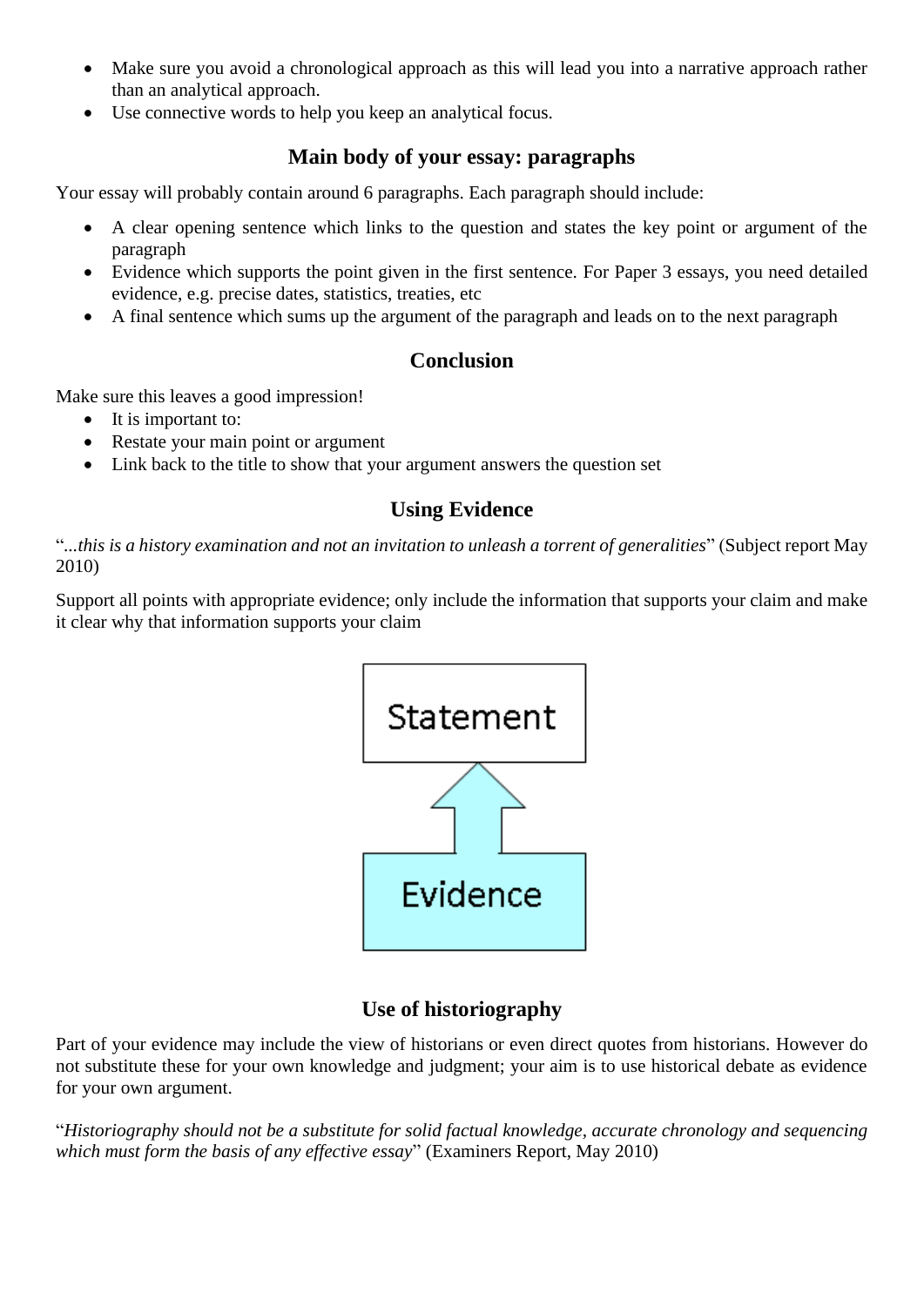- Make sure you avoid a chronological approach as this will lead you into a narrative approach rather than an analytical approach.
- Use connective words to help you keep an analytical focus.

## Main body of your essay: paragraphs

Your essay will probably contain around 6 paragraphs. Each paragraph should include:

- A clear opening sentence which links to the question and states the key point or argument of the paragraph
- Evidence which supports the point given in the first sentence. For Paper 3 essays, you need detailed evidence, e.g. precise dates, statistics, treaties, etc
- A final sentence which sums up the argument of the paragraph and leads on to the next paragraph

## Conclusion

Make sure this leaves a good impression!

- It is important to:
- Restate your main point or argument
- Link back to the title to show that your argument answers the question set

## Using Evidence

"*...this is a history examination and not an invitation to unleash a torrent of generalities*" (Subject report May 2010)

Support all points with appropriate evidence; only include the information that supports your claim and make it clear why that information supports your claim

Statement

Evidence

## Use of historiography

Part of your evidence may include the view of historians or even direct quotes from historians. However do not substitute these for your own knowledge and judgment; your aim is to use historical debate as evidence for your own argument.

"*Historiography should not be a substitute for solid factual knowledge, accurate chronology and sequencing which must form the basis of any effective essay*" (Examiners Report, May 2010)